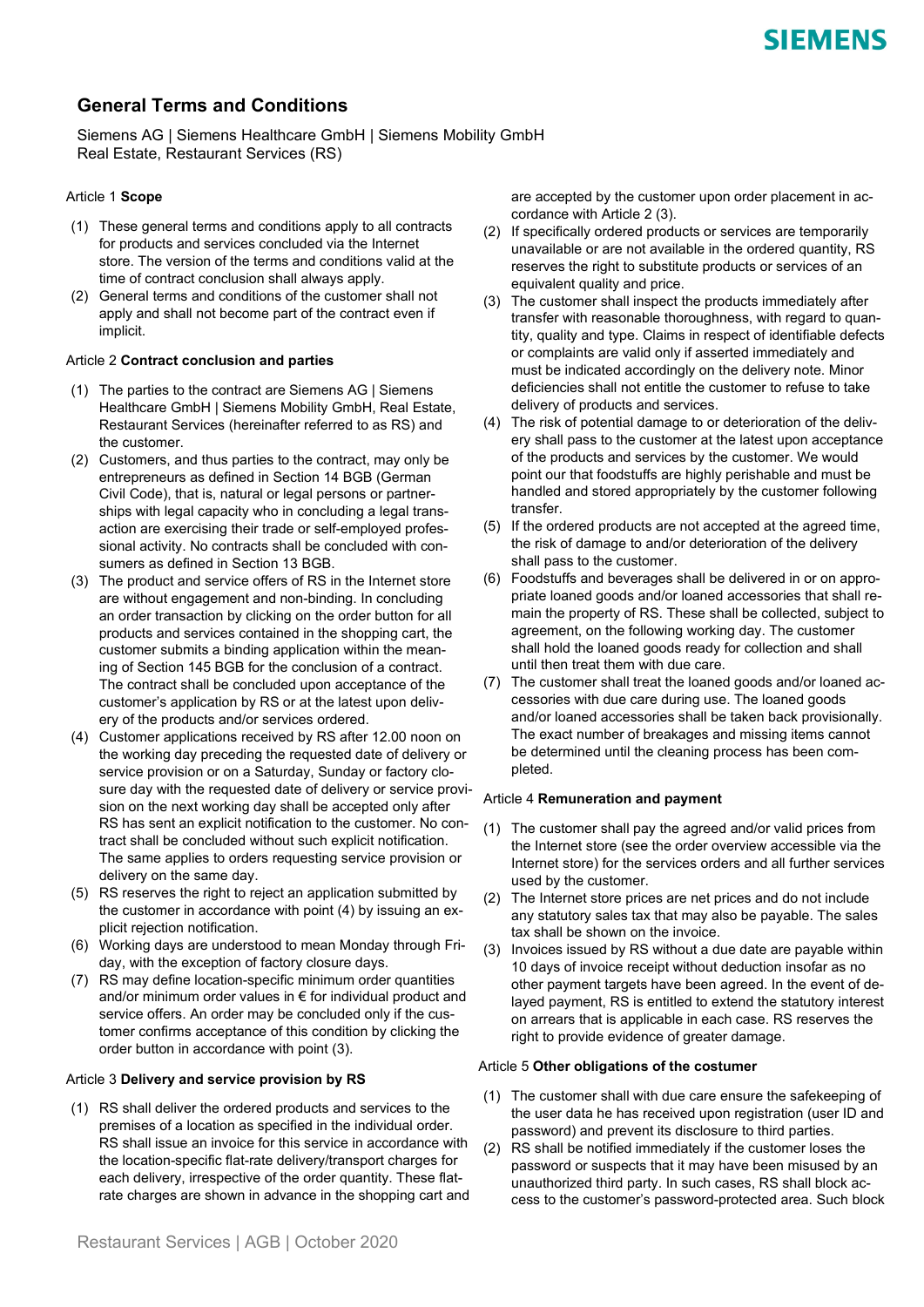# General Terms and Conditions

Siemens AG | Siemens Healthcare GmbH | Siemens Mobility GmbH
Real Estate, Restaurant Services (RS)

## Article 1 **Scope**

(1) These general terms and conditions apply to all contracts for products and services concluded via the Internet store. The version of the terms and conditions valid at the time of contract conclusion shall always apply.

(2) General terms and conditions of the customer shall not apply and shall not become part of the contract even if implicit.

## Article 2 **Contract conclusion and parties**

(1) The parties to the contract are Siemens AG | Siemens Healthcare GmbH | Siemens Mobility GmbH, Real Estate, Restaurant Services (hereinafter referred to as RS) and the customer.

(2) Customers, and thus parties to the contract, may only be entrepreneurs as defined in Section 14 BGB (German Civil Code), that is, natural or legal persons or partnerships with legal capacity who in concluding a legal transaction are exercising their trade or self-employed professional activity. No contracts shall be concluded with consumers as defined in Section 13 BGB.

(3) The product and service offers of RS in the Internet store are without engagement and non-binding. In concluding an order transaction by clicking on the order button for all products and services contained in the shopping cart, the customer submits a binding application within the meaning of Section 145 BGB for the conclusion of a contract. The contract shall be concluded upon acceptance of the customer's application by RS or at the latest upon delivery of the products and/or services ordered.

(4) Customer applications received by RS after 12.00 noon on the working day preceding the requested date of delivery or service provision or on a Saturday, Sunday or factory closure day with the requested date of delivery or service provision on the next working day shall be accepted only after RS has sent an explicit notification to the customer. No contract shall be concluded without such explicit notification. The same applies to orders requesting service provision or delivery on the same day.

(5) RS reserves the right to reject an application submitted by the customer in accordance with point (4) by issuing an explicit rejection notification.

(6) Working days are understood to mean Monday through Friday, with the exception of factory closure days.

(7) RS may define location-specific minimum order quantities and/or minimum order values in € for individual product and service offers. An order may be concluded only if the customer confirms acceptance of this condition by clicking the order button in accordance with point (3).

## Article 3 **Delivery and service provision by RS**

(1) RS shall deliver the ordered products and services to the premises of a location as specified in the individual order. RS shall issue an invoice for this service in accordance with the location-specific flat-rate delivery/transport charges for each delivery, irrespective of the order quantity. These flat-rate charges are shown in advance in the shopping cart and are accepted by the customer upon order placement in accordance with Article 2 (3).

(2) If specifically ordered products or services are temporarily unavailable or are not available in the ordered quantity, RS reserves the right to substitute products or services of an equivalent quality and price.

(3) The customer shall inspect the products immediately after transfer with reasonable thoroughness, with regard to quantity, quality and type. Claims in respect of identifiable defects or complaints are valid only if asserted immediately and must be indicated accordingly on the delivery note. Minor deficiencies shall not entitle the customer to refuse to take delivery of products and services.

(4) The risk of potential damage to or deterioration of the delivery shall pass to the customer at the latest upon acceptance of the products and services by the customer. We would point our that foodstuffs are highly perishable and must be handled and stored appropriately by the customer following transfer.

(5) If the ordered products are not accepted at the agreed time, the risk of damage to and/or deterioration of the delivery shall pass to the customer.

(6) Foodstuffs and beverages shall be delivered in or on appropriate loaned goods and/or loaned accessories that shall remain the property of RS. These shall be collected, subject to agreement, on the following working day. The customer shall hold the loaned goods ready for collection and shall until then treat them with due care.

(7) The customer shall treat the loaned goods and/or loaned accessories with due care during use. The loaned goods and/or loaned accessories shall be taken back provisionally. The exact number of breakages and missing items cannot be determined until the cleaning process has been completed.

## Article 4 **Remuneration and payment**

(1) The customer shall pay the agreed and/or valid prices from the Internet store (see the order overview accessible via the Internet store) for the services orders and all further services used by the customer.

(2) The Internet store prices are net prices and do not include any statutory sales tax that may also be payable. The sales tax shall be shown on the invoice.

(3) Invoices issued by RS without a due date are payable within 10 days of invoice receipt without deduction insofar as no other payment targets have been agreed. In the event of delayed payment, RS is entitled to extend the statutory interest on arrears that is applicable in each case. RS reserves the right to provide evidence of greater damage.

## Article 5 **Other obligations of the costumer**

(1) The customer shall with due care ensure the safekeeping of the user data he has received upon registration (user ID and password) and prevent its disclosure to third parties.

(2) RS shall be notified immediately if the customer loses the password or suspects that it may have been misused by an unauthorized third party. In such cases, RS shall block access to the customer's password-protected area. Such block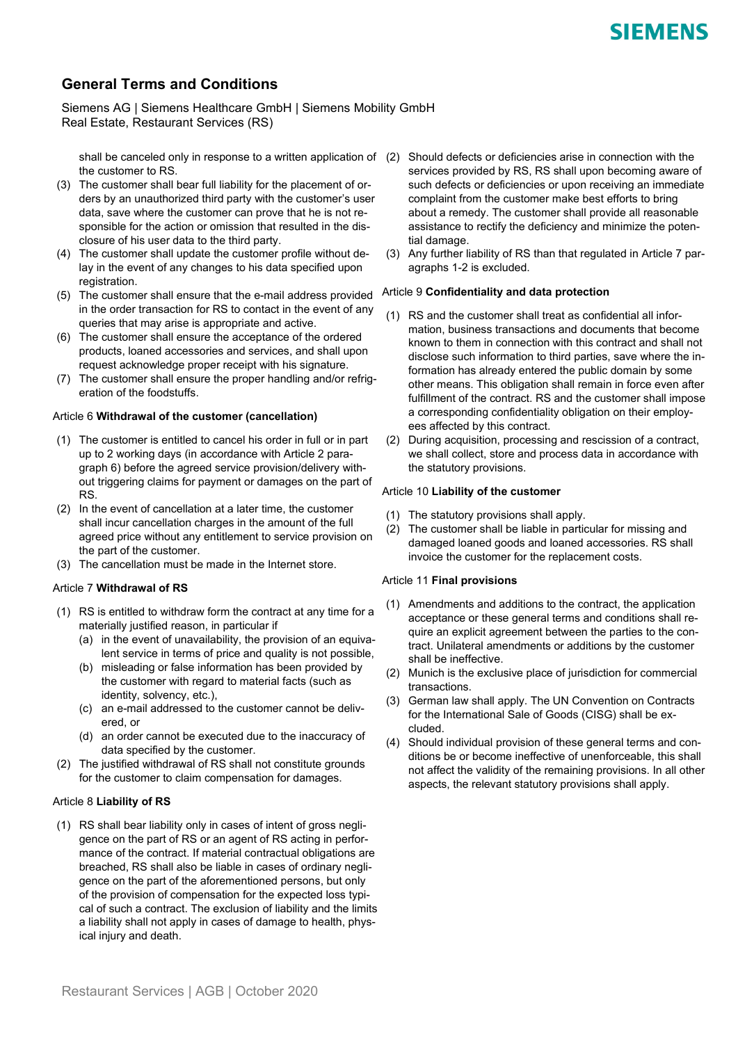## General Terms and Conditions

Siemens AG | Siemens Healthcare GmbH | Siemens Mobility GmbH
Real Estate, Restaurant Services (RS)

shall be canceled only in response to a written application of the customer to RS.

(3) The customer shall bear full liability for the placement of orders by an unauthorized third party with the customer's user data, save where the customer can prove that he is not responsible for the action or omission that resulted in the disclosure of his user data to the third party.

(4) The customer shall update the customer profile without delay in the event of any changes to his data specified upon registration.

(5) The customer shall ensure that the e-mail address provided in the order transaction for RS to contact in the event of any queries that may arise is appropriate and active.

(6) The customer shall ensure the acceptance of the ordered products, loaned accessories and services, and shall upon request acknowledge proper receipt with his signature.

(7) The customer shall ensure the proper handling and/or refrigeration of the foodstuffs.

### Article 6 **Withdrawal of the customer (cancellation)**

(1) The customer is entitled to cancel his order in full or in part up to 2 working days (in accordance with Article 2 paragraph 6) before the agreed service provision/delivery without triggering claims for payment or damages on the part of RS.

(2) In the event of cancellation at a later time, the customer shall incur cancellation charges in the amount of the full agreed price without any entitlement to service provision on the part of the customer.

(3) The cancellation must be made in the Internet store.

### Article 7 **Withdrawal of RS**

(1) RS is entitled to withdraw form the contract at any time for a materially justified reason, in particular if

(a) in the event of unavailability, the provision of an equivalent service in terms of price and quality is not possible,

(b) misleading or false information has been provided by the customer with regard to material facts (such as identity, solvency, etc.),

(c) an e-mail addressed to the customer cannot be delivered, or

(d) an order cannot be executed due to the inaccuracy of data specified by the customer.

(2) The justified withdrawal of RS shall not constitute grounds for the customer to claim compensation for damages.

### Article 8 **Liability of RS**

(1) RS shall bear liability only in cases of intent of gross negligence on the part of RS or an agent of RS acting in performance of the contract. If material contractual obligations are breached, RS shall also be liable in cases of ordinary negligence on the part of the aforementioned persons, but only of the provision of compensation for the expected loss typical of such a contract. The exclusion of liability and the limits a liability shall not apply in cases of damage to health, physical injury and death.

(2) Should defects or deficiencies arise in connection with the services provided by RS, RS shall upon becoming aware of such defects or deficiencies or upon receiving an immediate complaint from the customer make best efforts to bring about a remedy. The customer shall provide all reasonable assistance to rectify the deficiency and minimize the potential damage.

(3) Any further liability of RS than that regulated in Article 7 paragraphs 1-2 is excluded.

### Article 9 **Confidentiality and data protection**

(1) RS and the customer shall treat as confidential all information, business transactions and documents that become known to them in connection with this contract and shall not disclose such information to third parties, save where the information has already entered the public domain by some other means. This obligation shall remain in force even after fulfillment of the contract. RS and the customer shall impose a corresponding confidentiality obligation on their employees affected by this contract.

(2) During acquisition, processing and rescission of a contract, we shall collect, store and process data in accordance with the statutory provisions.

### Article 10 **Liability of the customer**

(1) The statutory provisions shall apply.

(2) The customer shall be liable in particular for missing and damaged loaned goods and loaned accessories. RS shall invoice the customer for the replacement costs.

### Article 11 **Final provisions**

(1) Amendments and additions to the contract, the application acceptance or these general terms and conditions shall require an explicit agreement between the parties to the contract. Unilateral amendments or additions by the customer shall be ineffective.

(2) Munich is the exclusive place of jurisdiction for commercial transactions.

(3) German law shall apply. The UN Convention on Contracts for the International Sale of Goods (CISG) shall be excluded.

(4) Should individual provision of these general terms and conditions be or become ineffective of unenforceable, this shall not affect the validity of the remaining provisions. In all other aspects, the relevant statutory provisions shall apply.